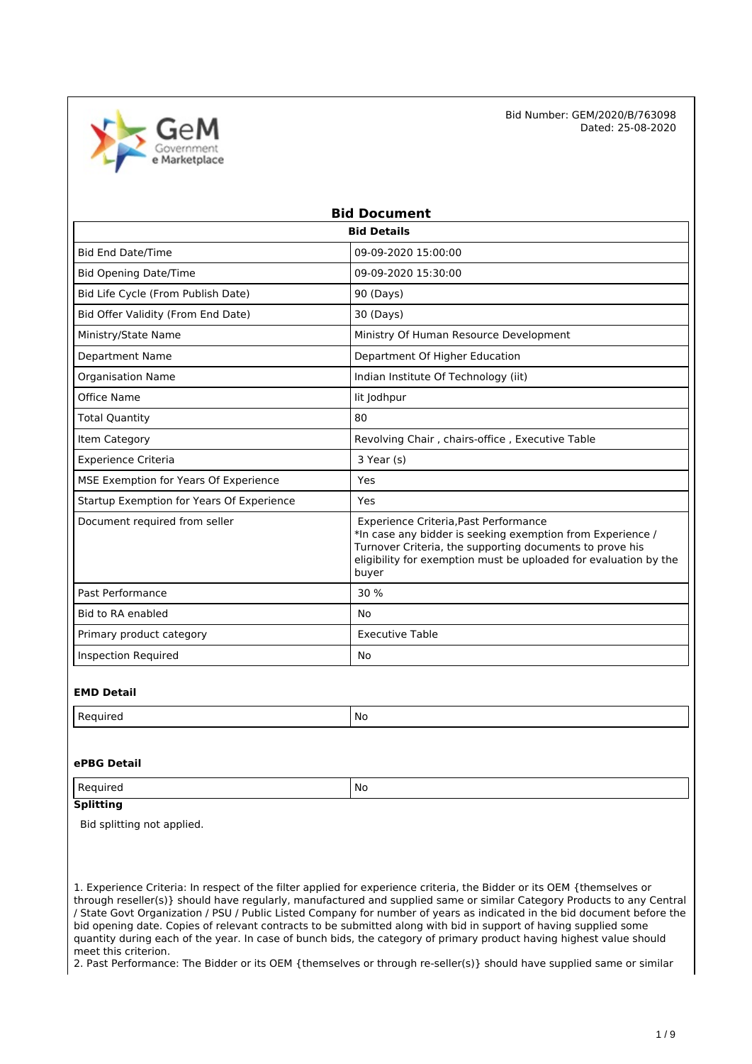Bid Number: GEM/2020/B/763098
Dated: 25-08-2020

# Bid Document

| Bid Details | |
|---|---|
| Bid End Date/Time | 09-09-2020 15:00:00 |
| Bid Opening Date/Time | 09-09-2020 15:30:00 |
| Bid Life Cycle (From Publish Date) | 90 (Days) |
| Bid Offer Validity (From End Date) | 30 (Days) |
| Ministry/State Name | Ministry Of Human Resource Development |
| Department Name | Department Of Higher Education |
| Organisation Name | Indian Institute Of Technology (iit) |
| Office Name | Iit Jodhpur |
| Total Quantity | 80 |
| Item Category | Revolving Chair , chairs-office , Executive Table |
| Experience Criteria | 3 Year (s) |
| MSE Exemption for Years Of Experience | Yes |
| Startup Exemption for Years Of Experience | Yes |
| Document required from seller | Experience Criteria,Past Performance<br>*In case any bidder is seeking exemption from Experience / Turnover Criteria, the supporting documents to prove his eligibility for exemption must be uploaded for evaluation by the buyer |
| Past Performance | 30 % |
| Bid to RA enabled | No |
| Primary product category | Executive Table |
| Inspection Required | No |

### EMD Detail

| | |
|---|---|
| Required | No |

### ePBG Detail

| | |
|---|---|
| Required | No |

### Splitting

Bid splitting not applied.

1. Experience Criteria: In respect of the filter applied for experience criteria, the Bidder or its OEM {themselves or through reseller(s)} should have regularly, manufactured and supplied same or similar Category Products to any Central / State Govt Organization / PSU / Public Listed Company for number of years as indicated in the bid document before the bid opening date. Copies of relevant contracts to be submitted along with bid in support of having supplied some quantity during each of the year. In case of bunch bids, the category of primary product having highest value should meet this criterion.
2. Past Performance: The Bidder or its OEM {themselves or through re-seller(s)} should have supplied same or similar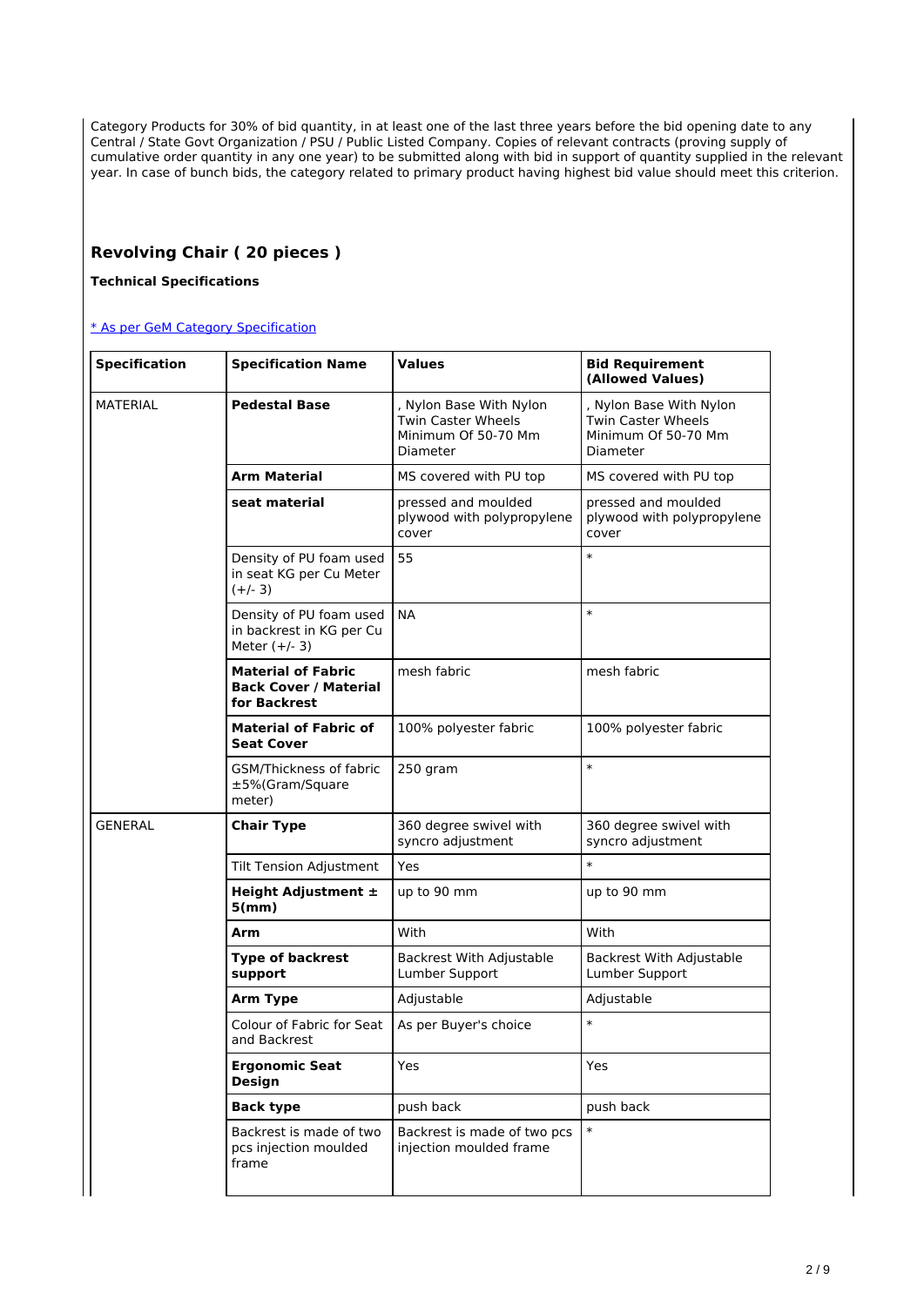Category Products for 30% of bid quantity, in at least one of the last three years before the bid opening date to any Central / State Govt Organization / PSU / Public Listed Company. Copies of relevant contracts (proving supply of cumulative order quantity in any one year) to be submitted along with bid in support of quantity supplied in the relevant year. In case of bunch bids, the category related to primary product having highest bid value should meet this criterion.

## Revolving Chair ( 20 pieces )

**Technical Specifications**

[* As per GeM Category Specification]()

| Specification | Specification Name | Values | Bid Requirement (Allowed Values) |
|---|---|---|---|
| MATERIAL | **Pedestal Base** | , Nylon Base With Nylon Twin Caster Wheels Minimum Of 50-70 Mm Diameter | , Nylon Base With Nylon Twin Caster Wheels Minimum Of 50-70 Mm Diameter |
| | **Arm Material** | MS covered with PU top | MS covered with PU top |
| | **seat material** | pressed and moulded plywood with polypropylene cover | pressed and moulded plywood with polypropylene cover |
| | Density of PU foam used in seat KG per Cu Meter (+/- 3) | 55 | * |
| | Density of PU foam used in backrest in KG per Cu Meter (+/- 3) | NA | * |
| | **Material of Fabric Back Cover / Material for Backrest** | mesh fabric | mesh fabric |
| | **Material of Fabric of Seat Cover** | 100% polyester fabric | 100% polyester fabric |
| | GSM/Thickness of fabric ±5%(Gram/Square meter) | 250 gram | * |
| GENERAL | **Chair Type** | 360 degree swivel with syncro adjustment | 360 degree swivel with syncro adjustment |
| | Tilt Tension Adjustment | Yes | * |
| | **Height Adjustment ± 5(mm)** | up to 90 mm | up to 90 mm |
| | **Arm** | With | With |
| | **Type of backrest support** | Backrest With Adjustable Lumber Support | Backrest With Adjustable Lumber Support |
| | **Arm Type** | Adjustable | Adjustable |
| | Colour of Fabric for Seat and Backrest | As per Buyer's choice | * |
| | **Ergonomic Seat Design** | Yes | Yes |
| | **Back type** | push back | push back |
| | Backrest is made of two pcs injection moulded frame | Backrest is made of two pcs injection moulded frame | * |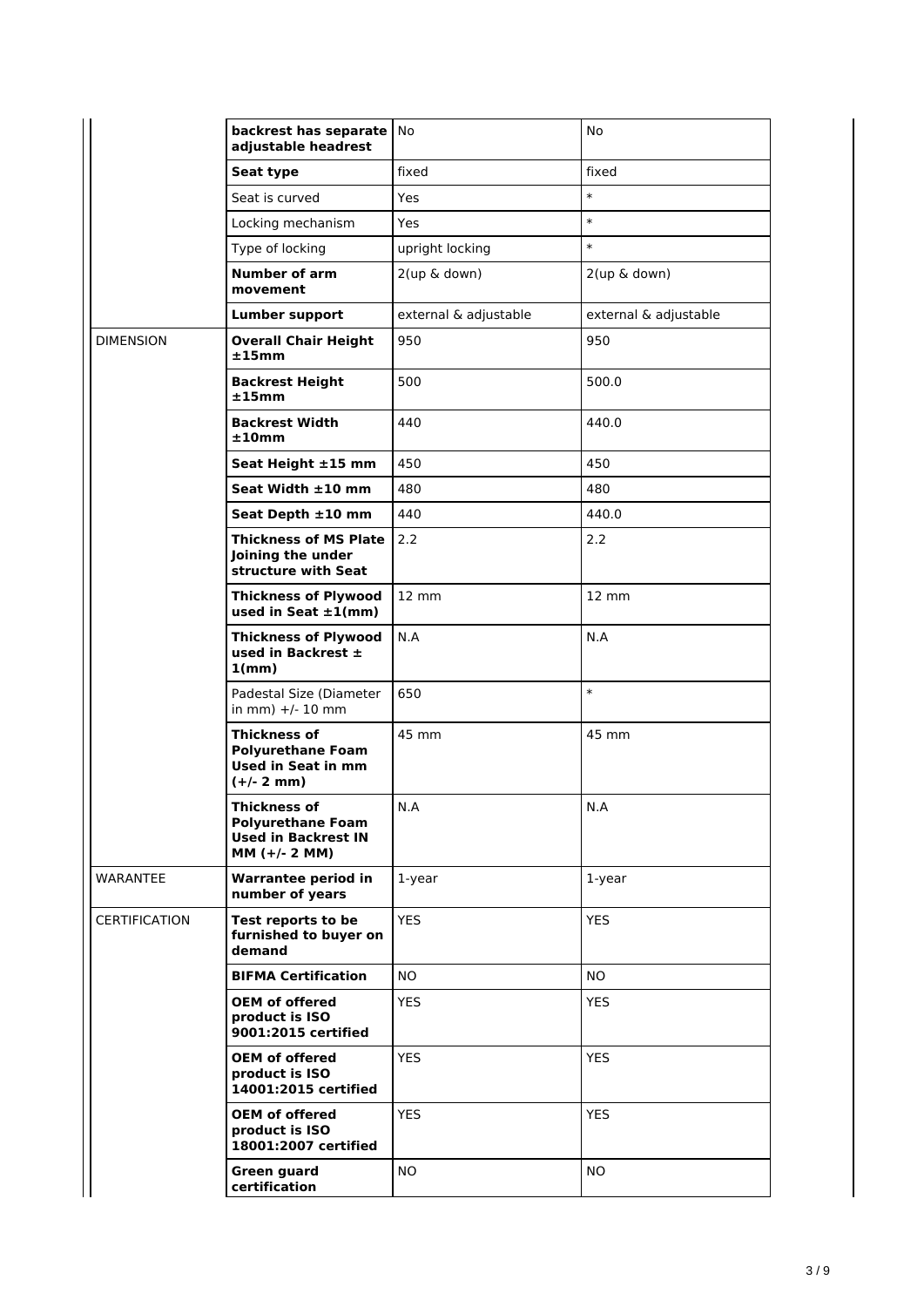| | | | |
|---|---|---|---|
| | **backrest has separate adjustable headrest** | No | No |
| | **Seat type** | fixed | fixed |
| | Seat is curved | Yes | * |
| | Locking mechanism | Yes | * |
| | Type of locking | upright locking | * |
| | **Number of arm movement** | 2(up & down) | 2(up & down) |
| | **Lumber support** | external & adjustable | external & adjustable |
| DIMENSION | **Overall Chair Height ±15mm** | 950 | 950 |
| | **Backrest Height ±15mm** | 500 | 500.0 |
| | **Backrest Width ±10mm** | 440 | 440.0 |
| | **Seat Height ±15 mm** | 450 | 450 |
| | **Seat Width ±10 mm** | 480 | 480 |
| | **Seat Depth ±10 mm** | 440 | 440.0 |
| | **Thickness of MS Plate Joining the under structure with Seat** | 2.2 | 2.2 |
| | **Thickness of Plywood used in Seat ±1(mm)** | 12 mm | 12 mm |
| | **Thickness of Plywood used in Backrest ± 1(mm)** | N.A | N.A |
| | Padestal Size (Diameter in mm) +/- 10 mm | 650 | * |
| | **Thickness of Polyurethane Foam Used in Seat in mm (+/- 2 mm)** | 45 mm | 45 mm |
| | **Thickness of Polyurethane Foam Used in Backrest IN MM (+/- 2 MM)** | N.A | N.A |
| WARANTEE | **Warrantee period in number of years** | 1-year | 1-year |
| CERTIFICATION | **Test reports to be furnished to buyer on demand** | YES | YES |
| | **BIFMA Certification** | NO | NO |
| | **OEM of offered product is ISO 9001:2015 certified** | YES | YES |
| | **OEM of offered product is ISO 14001:2015 certified** | YES | YES |
| | **OEM of offered product is ISO 18001:2007 certified** | YES | YES |
| | **Green guard certification** | NO | NO |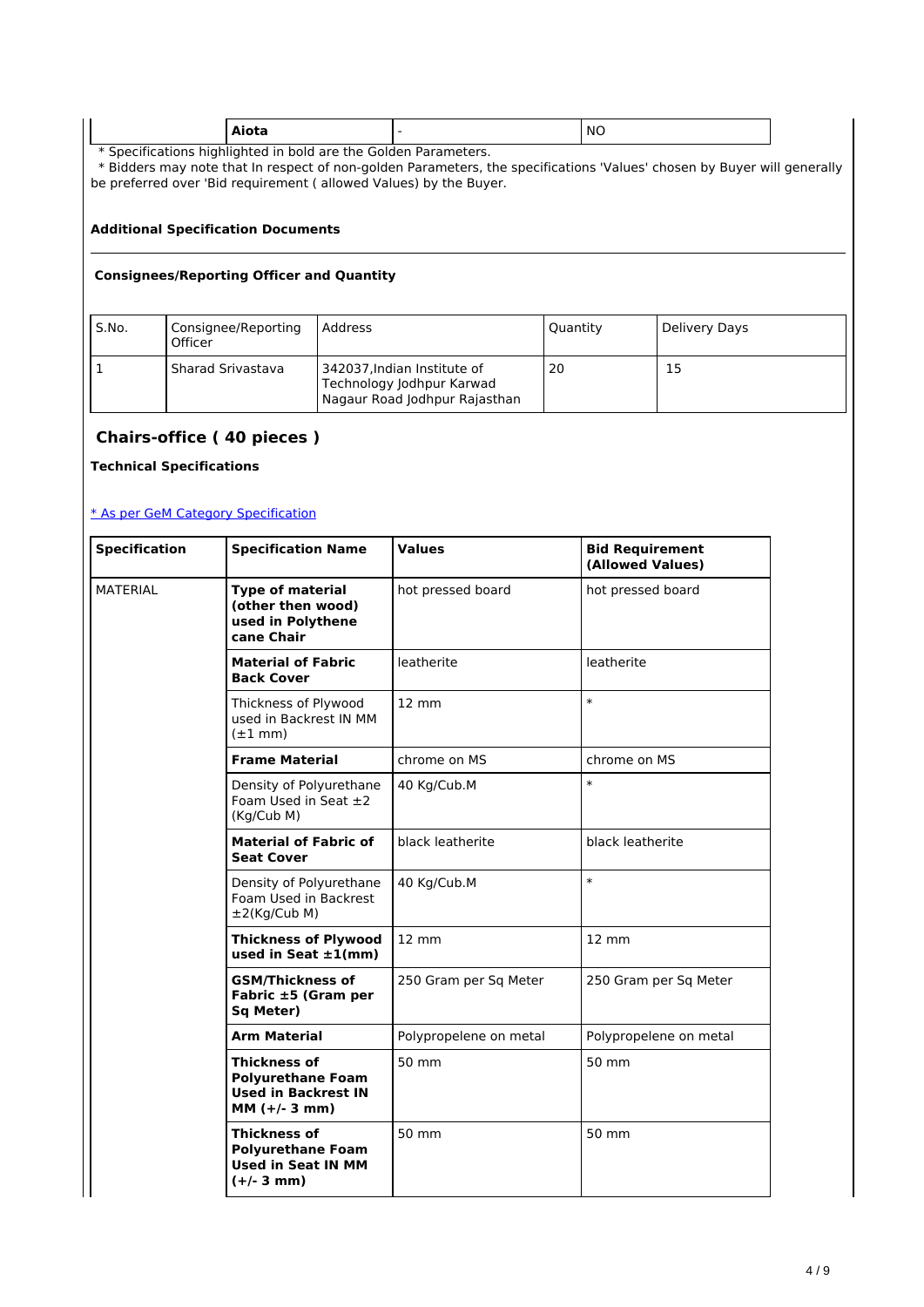| | Aiota | - | NO |
|---|---|---|---|

* Specifications highlighted in bold are the Golden Parameters.

* Bidders may note that In respect of non-golden Parameters, the specifications 'Values' chosen by Buyer will generally be preferred over 'Bid requirement ( allowed Values) by the Buyer.

**Additional Specification Documents**

**Consignees/Reporting Officer and Quantity**

| S.No. | Consignee/Reporting Officer | Address | Quantity | Delivery Days |
|---|---|---|---|---|
| 1 | Sharad Srivastava | 342037,Indian Institute of Technology Jodhpur Karwad Nagaur Road Jodhpur Rajasthan | 20 | 15 |

## Chairs-office ( 40 pieces )

**Technical Specifications**

[* As per GeM Category Specification]

| Specification | Specification Name | Values | Bid Requirement (Allowed Values) |
|---|---|---|---|
| MATERIAL | **Type of material (other then wood) used in Polythene cane Chair** | hot pressed board | hot pressed board |
| | **Material of Fabric Back Cover** | leatherite | leatherite |
| | Thickness of Plywood used in Backrest IN MM (±1 mm) | 12 mm | * |
| | **Frame Material** | chrome on MS | chrome on MS |
| | Density of Polyurethane Foam Used in Seat ±2 (Kg/Cub M) | 40 Kg/Cub.M | * |
| | **Material of Fabric of Seat Cover** | black leatherite | black leatherite |
| | Density of Polyurethane Foam Used in Backrest ±2(Kg/Cub M) | 40 Kg/Cub.M | * |
| | **Thickness of Plywood used in Seat ±1(mm)** | 12 mm | 12 mm |
| | **GSM/Thickness of Fabric ±5 (Gram per Sq Meter)** | 250 Gram per Sq Meter | 250 Gram per Sq Meter |
| | **Arm Material** | Polypropelene on metal | Polypropelene on metal |
| | **Thickness of Polyurethane Foam Used in Backrest IN MM (+/- 3 mm)** | 50 mm | 50 mm |
| | **Thickness of Polyurethane Foam Used in Seat IN MM (+/- 3 mm)** | 50 mm | 50 mm |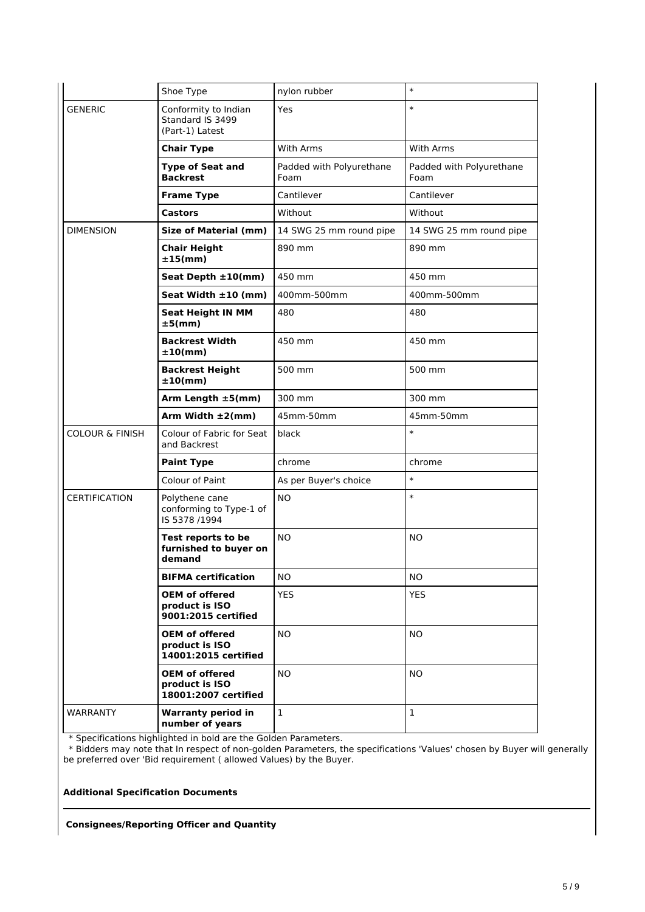| | | | |
|---|---|---|---|
| | Shoe Type | nylon rubber | * |
| GENERIC | Conformity to Indian Standard IS 3499 (Part-1) Latest | Yes | * |
| | **Chair Type** | With Arms | With Arms |
| | **Type of Seat and Backrest** | Padded with Polyurethane Foam | Padded with Polyurethane Foam |
| | **Frame Type** | Cantilever | Cantilever |
| | **Castors** | Without | Without |
| DIMENSION | **Size of Material (mm)** | 14 SWG 25 mm round pipe | 14 SWG 25 mm round pipe |
| | **Chair Height ±15(mm)** | 890 mm | 890 mm |
| | **Seat Depth ±10(mm)** | 450 mm | 450 mm |
| | **Seat Width ±10 (mm)** | 400mm-500mm | 400mm-500mm |
| | **Seat Height IN MM ±5(mm)** | 480 | 480 |
| | **Backrest Width ±10(mm)** | 450 mm | 450 mm |
| | **Backrest Height ±10(mm)** | 500 mm | 500 mm |
| | **Arm Length ±5(mm)** | 300 mm | 300 mm |
| | **Arm Width ±2(mm)** | 45mm-50mm | 45mm-50mm |
| COLOUR & FINISH | Colour of Fabric for Seat and Backrest | black | * |
| | **Paint Type** | chrome | chrome |
| | Colour of Paint | As per Buyer's choice | * |
| CERTIFICATION | Polythene cane conforming to Type-1 of IS 5378 /1994 | NO | * |
| | **Test reports to be furnished to buyer on demand** | NO | NO |
| | **BIFMA certification** | NO | NO |
| | **OEM of offered product is ISO 9001:2015 certified** | YES | YES |
| | **OEM of offered product is ISO 14001:2015 certified** | NO | NO |
| | **OEM of offered product is ISO 18001:2007 certified** | NO | NO |
| WARRANTY | **Warranty period in number of years** | 1 | 1 |

* Specifications highlighted in bold are the Golden Parameters.
* Bidders may note that In respect of non-golden Parameters, the specifications 'Values' chosen by Buyer will generally be preferred over 'Bid requirement ( allowed Values) by the Buyer.

**Additional Specification Documents**

**Consignees/Reporting Officer and Quantity**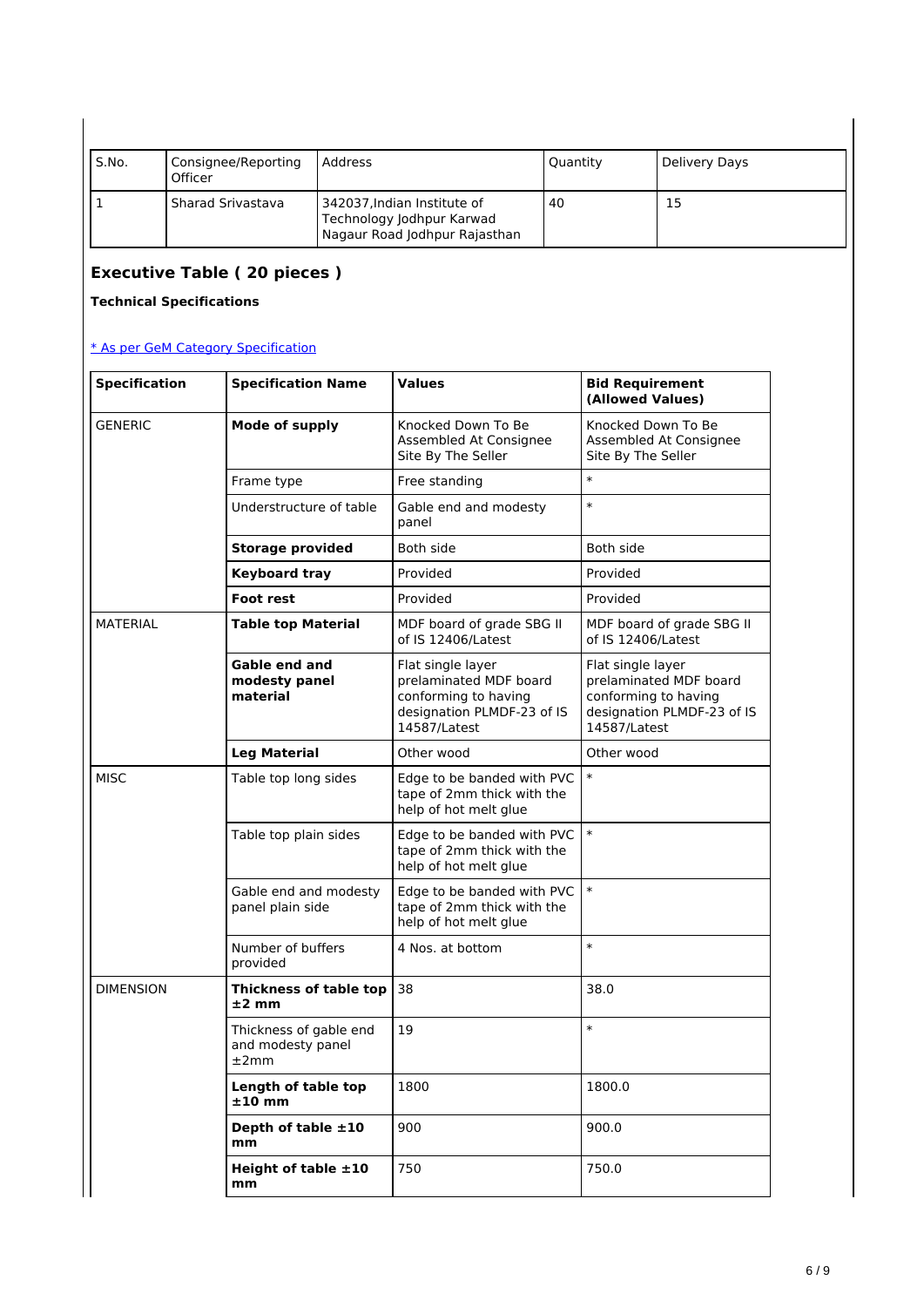| S.No. | Consignee/Reporting Officer | Address | Quantity | Delivery Days |
|---|---|---|---|---|
| 1 | Sharad Srivastava | 342037,Indian Institute of Technology Jodhpur Karwad Nagaur Road Jodhpur Rajasthan | 40 | 15 |

## Executive Table ( 20 pieces )

**Technical Specifications**

[* As per GeM Category Specification]

| Specification | Specification Name | Values | Bid Requirement (Allowed Values) |
|---|---|---|---|
| GENERIC | **Mode of supply** | Knocked Down To Be Assembled At Consignee Site By The Seller | Knocked Down To Be Assembled At Consignee Site By The Seller |
| | Frame type | Free standing | * |
| | Understructure of table | Gable end and modesty panel | * |
| | **Storage provided** | Both side | Both side |
| | **Keyboard tray** | Provided | Provided |
| | **Foot rest** | Provided | Provided |
| MATERIAL | **Table top Material** | MDF board of grade SBG II of IS 12406/Latest | MDF board of grade SBG II of IS 12406/Latest |
| | **Gable end and modesty panel material** | Flat single layer prelaminated MDF board conforming to having designation PLMDF-23 of IS 14587/Latest | Flat single layer prelaminated MDF board conforming to having designation PLMDF-23 of IS 14587/Latest |
| | **Leg Material** | Other wood | Other wood |
| MISC | Table top long sides | Edge to be banded with PVC tape of 2mm thick with the help of hot melt glue | * |
| | Table top plain sides | Edge to be banded with PVC tape of 2mm thick with the help of hot melt glue | * |
| | Gable end and modesty panel plain side | Edge to be banded with PVC tape of 2mm thick with the help of hot melt glue | * |
| | Number of buffers provided | 4 Nos. at bottom | * |
| DIMENSION | **Thickness of table top ±2 mm** | 38 | 38.0 |
| | Thickness of gable end and modesty panel ±2mm | 19 | * |
| | **Length of table top ±10 mm** | 1800 | 1800.0 |
| | **Depth of table ±10 mm** | 900 | 900.0 |
| | **Height of table ±10 mm** | 750 | 750.0 |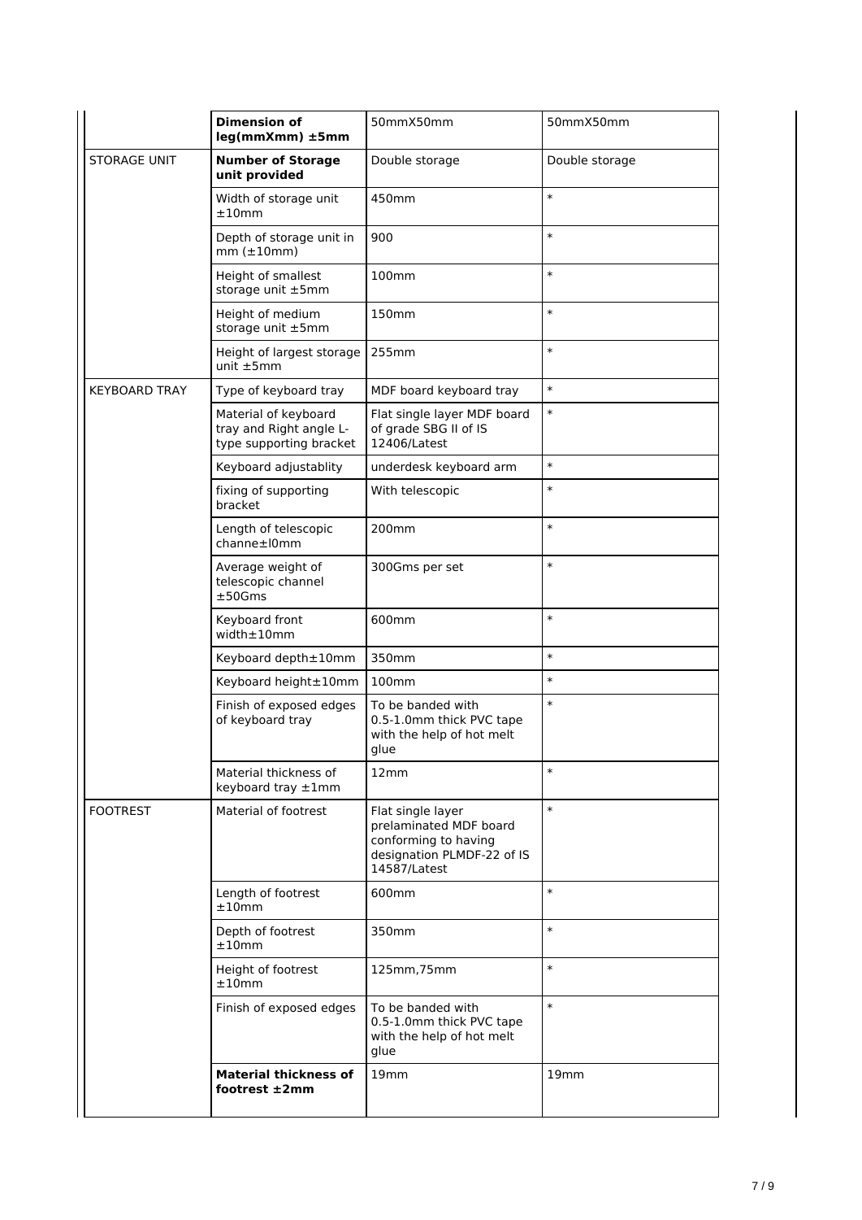| | | | |
|---|---|---|---|
| | **Dimension of leg(mmXmm) ±5mm** | 50mmX50mm | 50mmX50mm |
| STORAGE UNIT | **Number of Storage unit provided** | Double storage | Double storage |
| | Width of storage unit ±10mm | 450mm | * |
| | Depth of storage unit in mm (±10mm) | 900 | * |
| | Height of smallest storage unit ±5mm | 100mm | * |
| | Height of medium storage unit ±5mm | 150mm | * |
| | Height of largest storage unit ±5mm | 255mm | * |
| KEYBOARD TRAY | Type of keyboard tray | MDF board keyboard tray | * |
| | Material of keyboard tray and Right angle L-type supporting bracket | Flat single layer MDF board of grade SBG II of IS 12406/Latest | * |
| | Keyboard adjustablity | underdesk keyboard arm | * |
| | fixing of supporting bracket | With telescopic | * |
| | Length of telescopic channe±l0mm | 200mm | * |
| | Average weight of telescopic channel ±50Gms | 300Gms per set | * |
| | Keyboard front width±10mm | 600mm | * |
| | Keyboard depth±10mm | 350mm | * |
| | Keyboard height±10mm | 100mm | * |
| | Finish of exposed edges of keyboard tray | To be banded with 0.5-1.0mm thick PVC tape with the help of hot melt glue | * |
| | Material thickness of keyboard tray ±1mm | 12mm | * |
| FOOTREST | Material of footrest | Flat single layer prelaminated MDF board conforming to having designation PLMDF-22 of IS 14587/Latest | * |
| | Length of footrest ±10mm | 600mm | * |
| | Depth of footrest ±10mm | 350mm | * |
| | Height of footrest ±10mm | 125mm,75mm | * |
| | Finish of exposed edges | To be banded with 0.5-1.0mm thick PVC tape with the help of hot melt glue | * |
| | **Material thickness of footrest ±2mm** | 19mm | 19mm |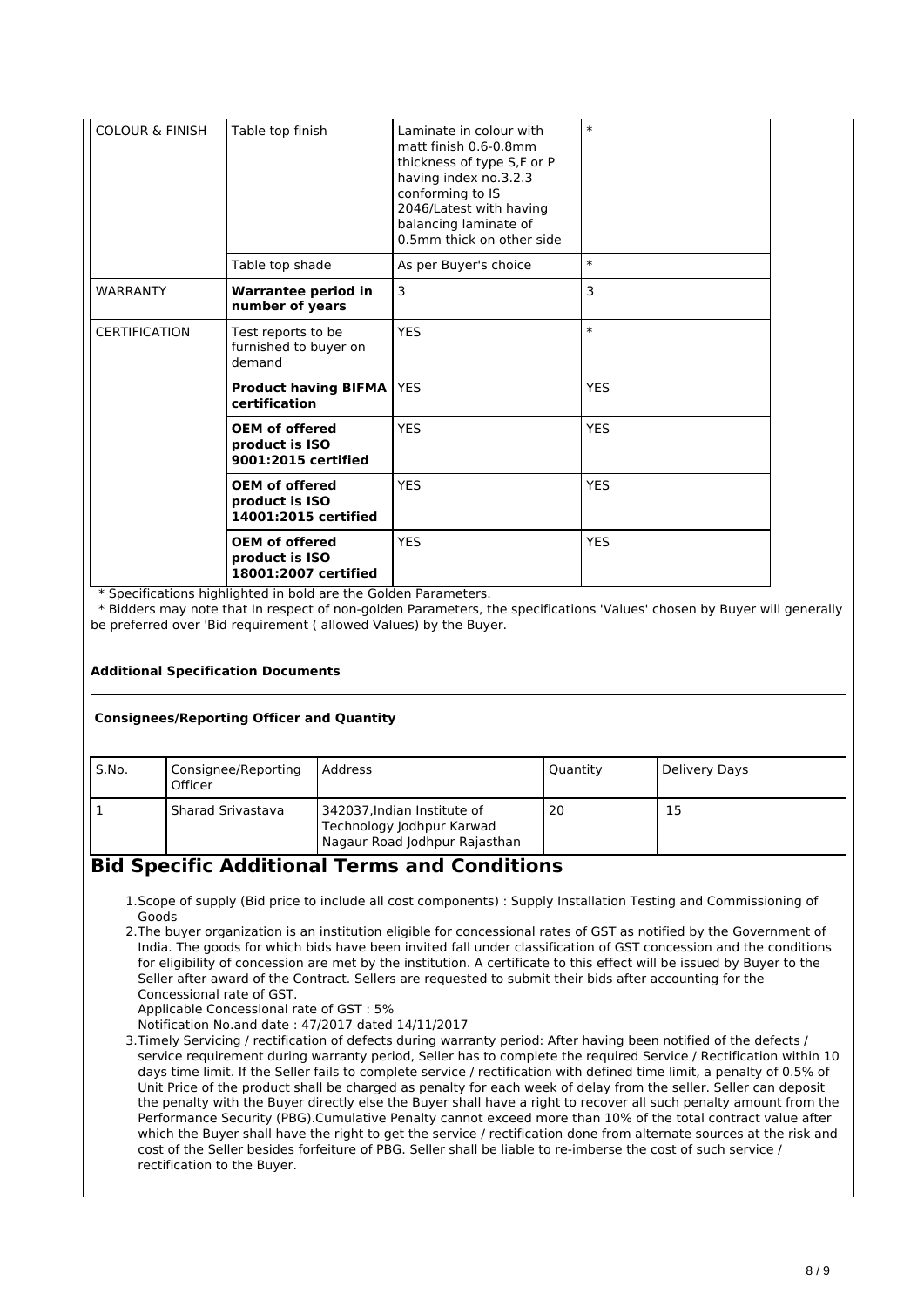| | | | |
|---|---|---|---|
| COLOUR & FINISH | Table top finish | Laminate in colour with matt finish 0.6-0.8mm thickness of type S,F or P having index no.3.2.3 conforming to IS 2046/Latest with having balancing laminate of 0.5mm thick on other side | * |
| | Table top shade | As per Buyer's choice | * |
| WARRANTY | **Warrantee period in number of years** | 3 | 3 |
| CERTIFICATION | Test reports to be furnished to buyer on demand | YES | * |
| | **Product having BIFMA certification** | YES | YES |
| | **OEM of offered product is ISO 9001:2015 certified** | YES | YES |
| | **OEM of offered product is ISO 14001:2015 certified** | YES | YES |
| | **OEM of offered product is ISO 18001:2007 certified** | YES | YES |

\* Specifications highlighted in bold are the Golden Parameters.

\* Bidders may note that In respect of non-golden Parameters, the specifications 'Values' chosen by Buyer will generally be preferred over 'Bid requirement ( allowed Values) by the Buyer.

**Additional Specification Documents**

---

**Consignees/Reporting Officer and Quantity**

| S.No. | Consignee/Reporting Officer | Address | Quantity | Delivery Days |
|---|---|---|---|---|
| 1 | Sharad Srivastava | 342037,Indian Institute of Technology Jodhpur Karwad Nagaur Road Jodhpur Rajasthan | 20 | 15 |

# Bid Specific Additional Terms and Conditions

1. Scope of supply (Bid price to include all cost components) : Supply Installation Testing and Commissioning of Goods
2. The buyer organization is an institution eligible for concessional rates of GST as notified by the Government of India. The goods for which bids have been invited fall under classification of GST concession and the conditions for eligibility of concession are met by the institution. A certificate to this effect will be issued by Buyer to the Seller after award of the Contract. Sellers are requested to submit their bids after accounting for the Concessional rate of GST.
   Applicable Concessional rate of GST : 5%
   Notification No.and date : 47/2017 dated 14/11/2017
3. Timely Servicing / rectification of defects during warranty period: After having been notified of the defects / service requirement during warranty period, Seller has to complete the required Service / Rectification within 10 days time limit. If the Seller fails to complete service / rectification with defined time limit, a penalty of 0.5% of Unit Price of the product shall be charged as penalty for each week of delay from the seller. Seller can deposit the penalty with the Buyer directly else the Buyer shall have a right to recover all such penalty amount from the Performance Security (PBG).Cumulative Penalty cannot exceed more than 10% of the total contract value after which the Buyer shall have the right to get the service / rectification done from alternate sources at the risk and cost of the Seller besides forfeiture of PBG. Seller shall be liable to re-imberse the cost of such service / rectification to the Buyer.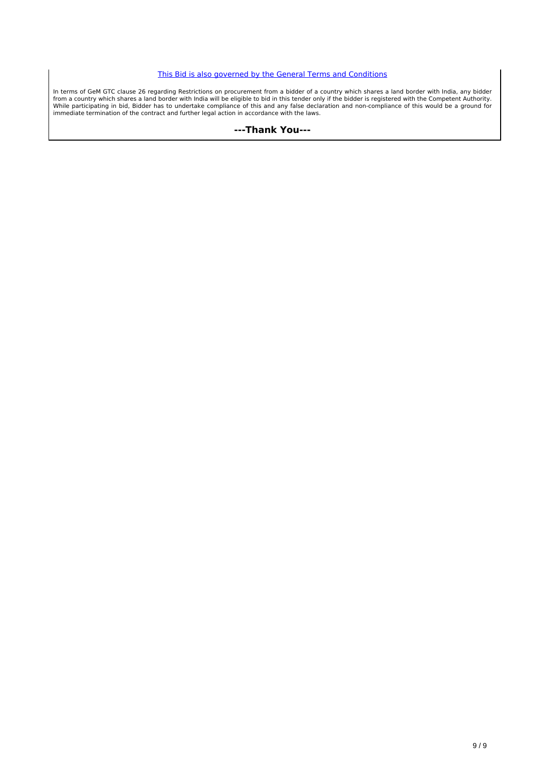[This Bid is also governed by the General Terms and Conditions]

In terms of GeM GTC clause 26 regarding Restrictions on procurement from a bidder of a country which shares a land border with India, any bidder from a country which shares a land border with India will be eligible to bid in this tender only if the bidder is registered with the Competent Authority. While participating in bid, Bidder has to undertake compliance of this and any false declaration and non-compliance of this would be a ground for immediate termination of the contract and further legal action in accordance with the laws.

**---Thank You---**